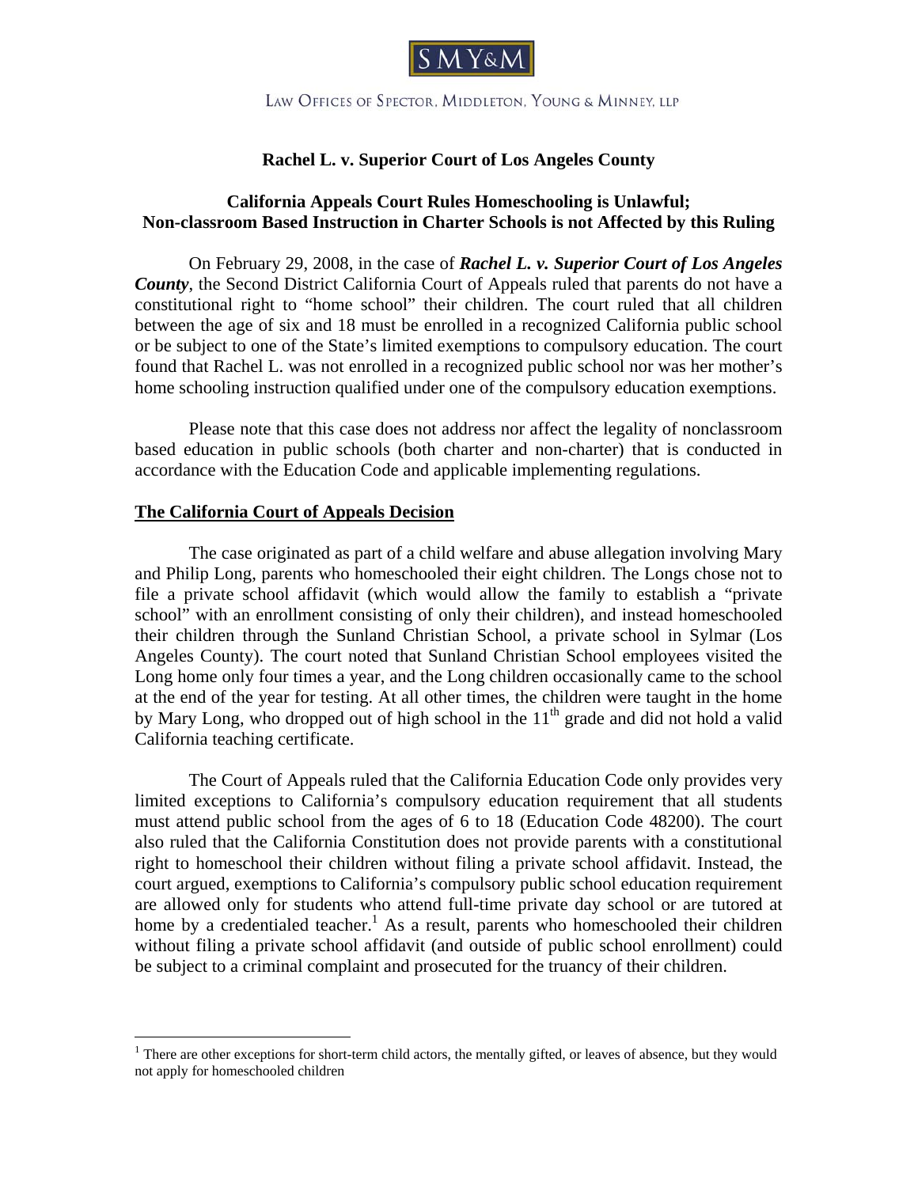SMY&M

LAW OFFICES OF SPECTOR, MIDDLETON, YOUNG & MINNEY, LLP

**Rachel L. v. Superior Court of Los Angeles County**

**California Appeals Court Rules Homeschooling is Unlawful; Non-classroom Based Instruction in Charter Schools is not Affected by this Ruling**

On February 29, 2008, in the case of ***Rachel L. v. Superior Court of Los Angeles County***, the Second District California Court of Appeals ruled that parents do not have a constitutional right to "home school" their children. The court ruled that all children between the age of six and 18 must be enrolled in a recognized California public school or be subject to one of the State's limited exemptions to compulsory education. The court found that Rachel L. was not enrolled in a recognized public school nor was her mother's home schooling instruction qualified under one of the compulsory education exemptions.

Please note that this case does not address nor affect the legality of nonclassroom based education in public schools (both charter and non-charter) that is conducted in accordance with the Education Code and applicable implementing regulations.

## The California Court of Appeals Decision

The case originated as part of a child welfare and abuse allegation involving Mary and Philip Long, parents who homeschooled their eight children. The Longs chose not to file a private school affidavit (which would allow the family to establish a "private school" with an enrollment consisting of only their children), and instead homeschooled their children through the Sunland Christian School, a private school in Sylmar (Los Angeles County). The court noted that Sunland Christian School employees visited the Long home only four times a year, and the Long children occasionally came to the school at the end of the year for testing. At all other times, the children were taught in the home by Mary Long, who dropped out of high school in the 11th grade and did not hold a valid California teaching certificate.

The Court of Appeals ruled that the California Education Code only provides very limited exceptions to California's compulsory education requirement that all students must attend public school from the ages of 6 to 18 (Education Code 48200). The court also ruled that the California Constitution does not provide parents with a constitutional right to homeschool their children without filing a private school affidavit. Instead, the court argued, exemptions to California's compulsory public school education requirement are allowed only for students who attend full-time private day school or are tutored at home by a credentialed teacher.[1] As a result, parents who homeschooled their children without filing a private school affidavit (and outside of public school enrollment) could be subject to a criminal complaint and prosecuted for the truancy of their children.

[1] There are other exceptions for short-term child actors, the mentally gifted, or leaves of absence, but they would not apply for homeschooled children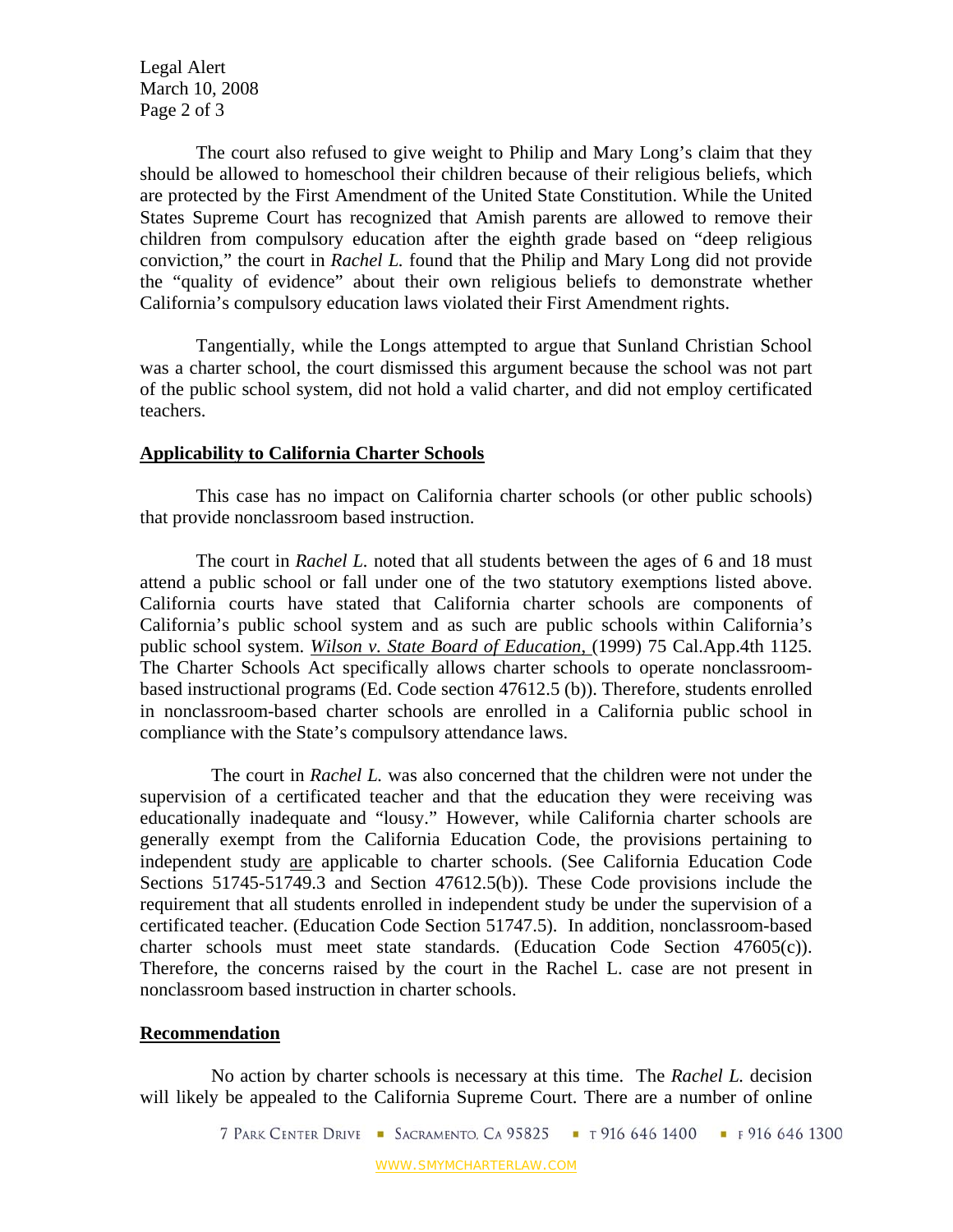The court also refused to give weight to Philip and Mary Long's claim that they should be allowed to homeschool their children because of their religious beliefs, which are protected by the First Amendment of the United State Constitution. While the United States Supreme Court has recognized that Amish parents are allowed to remove their children from compulsory education after the eighth grade based on "deep religious conviction," the court in *Rachel L.* found that the Philip and Mary Long did not provide the "quality of evidence" about their own religious beliefs to demonstrate whether California's compulsory education laws violated their First Amendment rights.

Tangentially, while the Longs attempted to argue that Sunland Christian School was a charter school, the court dismissed this argument because the school was not part of the public school system, did not hold a valid charter, and did not employ certificated teachers.

## **Applicability to California Charter Schools**

This case has no impact on California charter schools (or other public schools) that provide nonclassroom based instruction.

The court in *Rachel L.* noted that all students between the ages of 6 and 18 must attend a public school or fall under one of the two statutory exemptions listed above. California courts have stated that California charter schools are components of California's public school system and as such are public schools within California's public school system. ***Wilson v. State Board of Education***, (1999) 75 Cal.App.4th 1125. The Charter Schools Act specifically allows charter schools to operate nonclassroom-based instructional programs (Ed. Code section 47612.5 (b)). Therefore, students enrolled in nonclassroom-based charter schools are enrolled in a California public school in compliance with the State's compulsory attendance laws.

The court in *Rachel L.* was also concerned that the children were not under the supervision of a certificated teacher and that the education they were receiving was educationally inadequate and "lousy." However, while California charter schools are generally exempt from the California Education Code, the provisions pertaining to independent study are applicable to charter schools. (See California Education Code Sections 51745-51749.3 and Section 47612.5(b)). These Code provisions include the requirement that all students enrolled in independent study be under the supervision of a certificated teacher. (Education Code Section 51747.5). In addition, nonclassroom-based charter schools must meet state standards. (Education Code Section 47605(c)). Therefore, the concerns raised by the court in the Rachel L. case are not present in nonclassroom based instruction in charter schools.

## **Recommendation**

No action by charter schools is necessary at this time. The *Rachel L.* decision will likely be appealed to the California Supreme Court. There are a number of online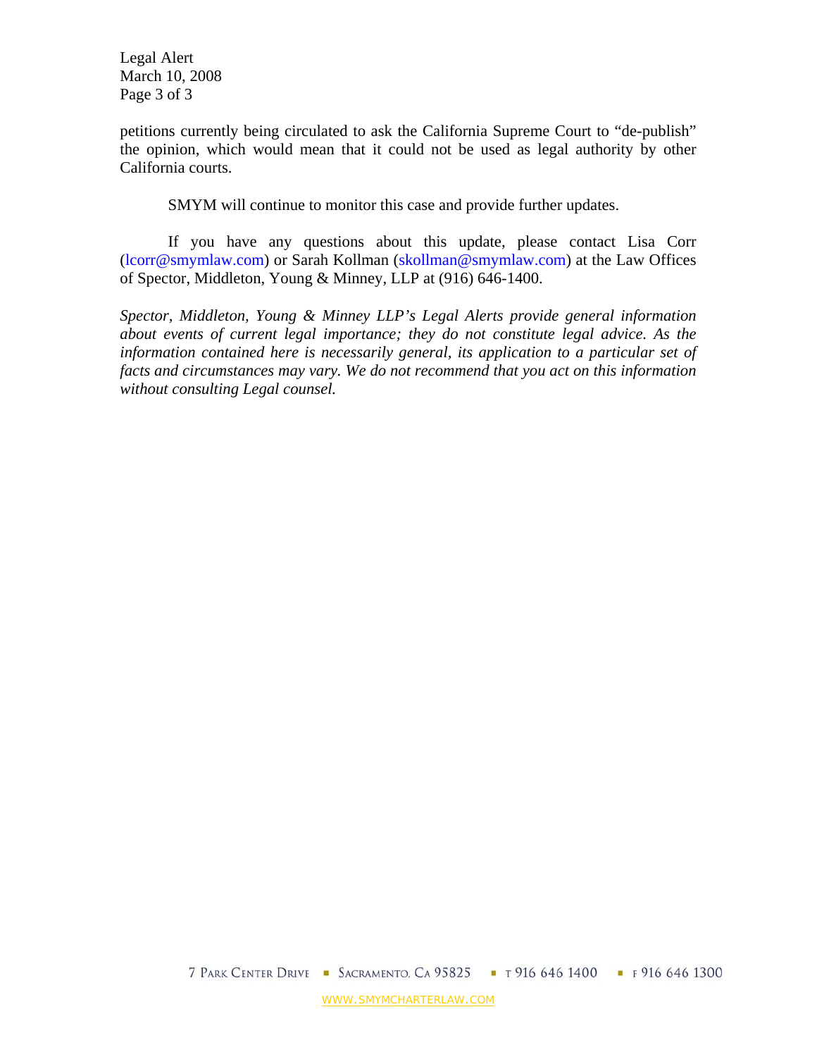petitions currently being circulated to ask the California Supreme Court to "de-publish" the opinion, which would mean that it could not be used as legal authority by other California courts.

SMYM will continue to monitor this case and provide further updates.

If you have any questions about this update, please contact Lisa Corr (lcorr@smymlaw.com) or Sarah Kollman (skollman@smymlaw.com) at the Law Offices of Spector, Middleton, Young & Minney, LLP at (916) 646-1400.

*Spector, Middleton, Young & Minney LLP's Legal Alerts provide general information about events of current legal importance; they do not constitute legal advice. As the information contained here is necessarily general, its application to a particular set of facts and circumstances may vary. We do not recommend that you act on this information without consulting Legal counsel.*

7 Park Center Drive ▪ Sacramento, CA 95825 ▪ T 916 646 1400 ▪ F 916 646 1300

WWW.SMYMCHARTERLAW.COM